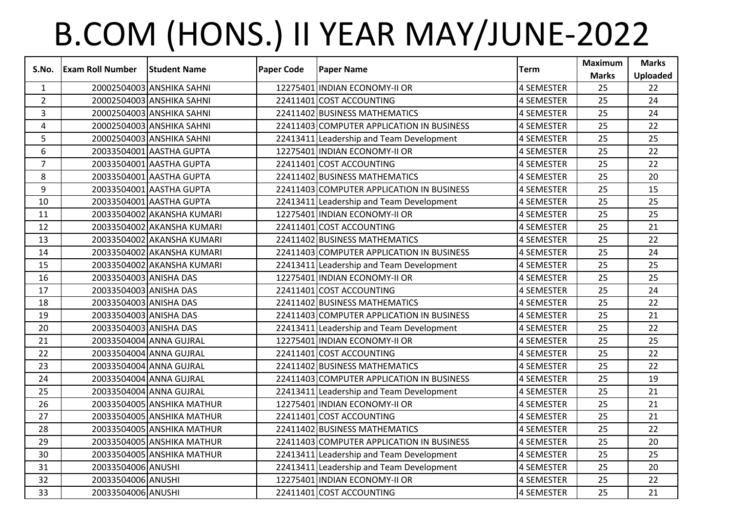# B.COM (HONS.) II YEAR MAY/JUNE-2022

| S.No. | Exam Roll Number | Student Name | Paper Code | Paper Name | Term | Maximum Marks | Marks Uploaded |
|---|---|---|---|---|---|---|---|
| 1 | 20002504003 | ANSHIKA SAHNI | 12275401 | INDIAN ECONOMY-II OR | 4 SEMESTER | 25 | 22 |
| 2 | 20002504003 | ANSHIKA SAHNI | 22411401 | COST ACCOUNTING | 4 SEMESTER | 25 | 24 |
| 3 | 20002504003 | ANSHIKA SAHNI | 22411402 | BUSINESS MATHEMATICS | 4 SEMESTER | 25 | 24 |
| 4 | 20002504003 | ANSHIKA SAHNI | 22411403 | COMPUTER APPLICATION IN BUSINESS | 4 SEMESTER | 25 | 22 |
| 5 | 20002504003 | ANSHIKA SAHNI | 22413411 | Leadership and Team Development | 4 SEMESTER | 25 | 25 |
| 6 | 20033504001 | AASTHA GUPTA | 12275401 | INDIAN ECONOMY-II OR | 4 SEMESTER | 25 | 22 |
| 7 | 20033504001 | AASTHA GUPTA | 22411401 | COST ACCOUNTING | 4 SEMESTER | 25 | 22 |
| 8 | 20033504001 | AASTHA GUPTA | 22411402 | BUSINESS MATHEMATICS | 4 SEMESTER | 25 | 20 |
| 9 | 20033504001 | AASTHA GUPTA | 22411403 | COMPUTER APPLICATION IN BUSINESS | 4 SEMESTER | 25 | 15 |
| 10 | 20033504001 | AASTHA GUPTA | 22413411 | Leadership and Team Development | 4 SEMESTER | 25 | 25 |
| 11 | 20033504002 | AKANSHA KUMARI | 12275401 | INDIAN ECONOMY-II OR | 4 SEMESTER | 25 | 25 |
| 12 | 20033504002 | AKANSHA KUMARI | 22411401 | COST ACCOUNTING | 4 SEMESTER | 25 | 21 |
| 13 | 20033504002 | AKANSHA KUMARI | 22411402 | BUSINESS MATHEMATICS | 4 SEMESTER | 25 | 22 |
| 14 | 20033504002 | AKANSHA KUMARI | 22411403 | COMPUTER APPLICATION IN BUSINESS | 4 SEMESTER | 25 | 24 |
| 15 | 20033504002 | AKANSHA KUMARI | 22413411 | Leadership and Team Development | 4 SEMESTER | 25 | 25 |
| 16 | 20033504003 | ANISHA DAS | 12275401 | INDIAN ECONOMY-II OR | 4 SEMESTER | 25 | 25 |
| 17 | 20033504003 | ANISHA DAS | 22411401 | COST ACCOUNTING | 4 SEMESTER | 25 | 24 |
| 18 | 20033504003 | ANISHA DAS | 22411402 | BUSINESS MATHEMATICS | 4 SEMESTER | 25 | 22 |
| 19 | 20033504003 | ANISHA DAS | 22411403 | COMPUTER APPLICATION IN BUSINESS | 4 SEMESTER | 25 | 21 |
| 20 | 20033504003 | ANISHA DAS | 22413411 | Leadership and Team Development | 4 SEMESTER | 25 | 22 |
| 21 | 20033504004 | ANNA GUJRAL | 12275401 | INDIAN ECONOMY-II OR | 4 SEMESTER | 25 | 25 |
| 22 | 20033504004 | ANNA GUJRAL | 22411401 | COST ACCOUNTING | 4 SEMESTER | 25 | 22 |
| 23 | 20033504004 | ANNA GUJRAL | 22411402 | BUSINESS MATHEMATICS | 4 SEMESTER | 25 | 22 |
| 24 | 20033504004 | ANNA GUJRAL | 22411403 | COMPUTER APPLICATION IN BUSINESS | 4 SEMESTER | 25 | 19 |
| 25 | 20033504004 | ANNA GUJRAL | 22413411 | Leadership and Team Development | 4 SEMESTER | 25 | 21 |
| 26 | 20033504005 | ANSHIKA MATHUR | 12275401 | INDIAN ECONOMY-II OR | 4 SEMESTER | 25 | 21 |
| 27 | 20033504005 | ANSHIKA MATHUR | 22411401 | COST ACCOUNTING | 4 SEMESTER | 25 | 21 |
| 28 | 20033504005 | ANSHIKA MATHUR | 22411402 | BUSINESS MATHEMATICS | 4 SEMESTER | 25 | 22 |
| 29 | 20033504005 | ANSHIKA MATHUR | 22411403 | COMPUTER APPLICATION IN BUSINESS | 4 SEMESTER | 25 | 20 |
| 30 | 20033504005 | ANSHIKA MATHUR | 22413411 | Leadership and Team Development | 4 SEMESTER | 25 | 25 |
| 31 | 20033504006 | ANUSHI | 22413411 | Leadership and Team Development | 4 SEMESTER | 25 | 20 |
| 32 | 20033504006 | ANUSHI | 12275401 | INDIAN ECONOMY-II OR | 4 SEMESTER | 25 | 22 |
| 33 | 20033504006 | ANUSHI | 22411401 | COST ACCOUNTING | 4 SEMESTER | 25 | 21 |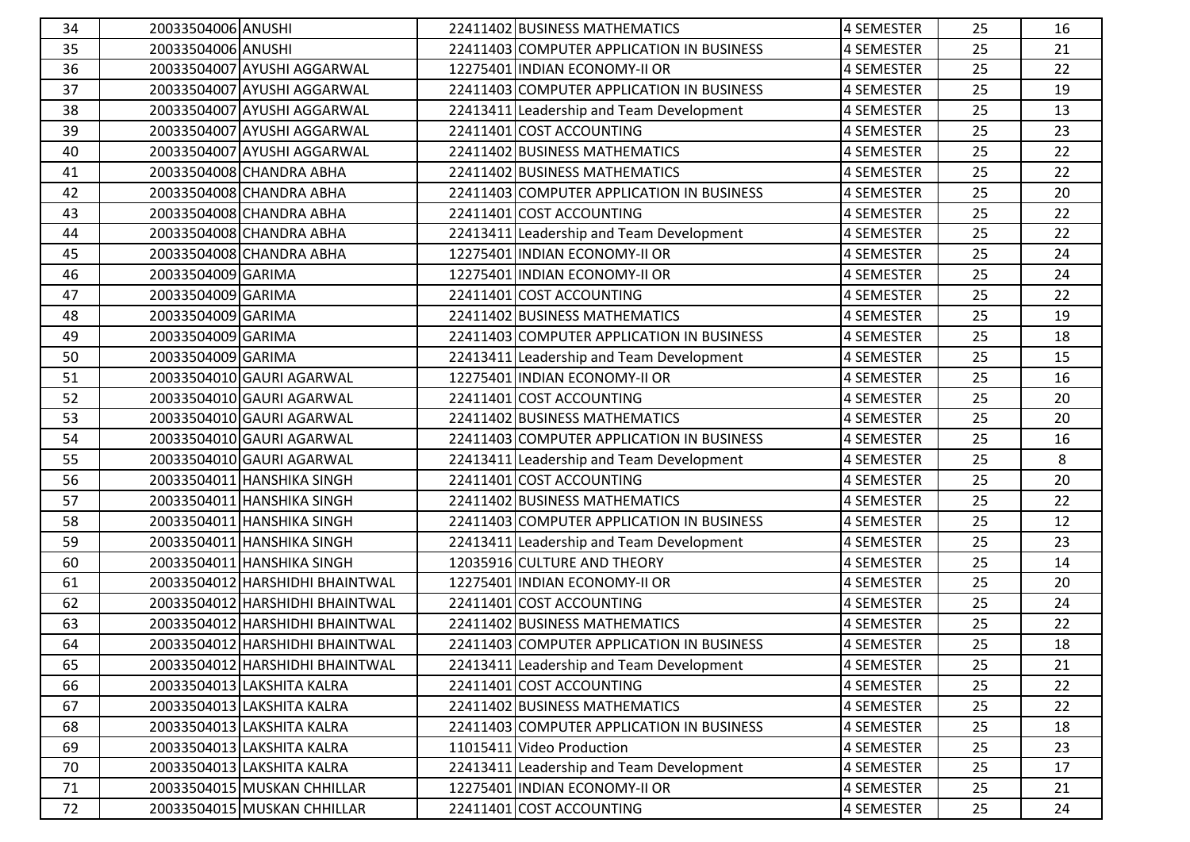| 34 | 20033504006 | ANUSHI | 22411402 | BUSINESS MATHEMATICS | 4 SEMESTER | 25 | 16 |
|---|---|---|---|---|---|---|---|
| 35 | 20033504006 | ANUSHI | 22411403 | COMPUTER APPLICATION IN BUSINESS | 4 SEMESTER | 25 | 21 |
| 36 | 20033504007 | AYUSHI AGGARWAL | 12275401 | INDIAN ECONOMY-II OR | 4 SEMESTER | 25 | 22 |
| 37 | 20033504007 | AYUSHI AGGARWAL | 22411403 | COMPUTER APPLICATION IN BUSINESS | 4 SEMESTER | 25 | 19 |
| 38 | 20033504007 | AYUSHI AGGARWAL | 22413411 | Leadership and Team Development | 4 SEMESTER | 25 | 13 |
| 39 | 20033504007 | AYUSHI AGGARWAL | 22411401 | COST ACCOUNTING | 4 SEMESTER | 25 | 23 |
| 40 | 20033504007 | AYUSHI AGGARWAL | 22411402 | BUSINESS MATHEMATICS | 4 SEMESTER | 25 | 22 |
| 41 | 20033504008 | CHANDRA ABHA | 22411402 | BUSINESS MATHEMATICS | 4 SEMESTER | 25 | 22 |
| 42 | 20033504008 | CHANDRA ABHA | 22411403 | COMPUTER APPLICATION IN BUSINESS | 4 SEMESTER | 25 | 20 |
| 43 | 20033504008 | CHANDRA ABHA | 22411401 | COST ACCOUNTING | 4 SEMESTER | 25 | 22 |
| 44 | 20033504008 | CHANDRA ABHA | 22413411 | Leadership and Team Development | 4 SEMESTER | 25 | 22 |
| 45 | 20033504008 | CHANDRA ABHA | 12275401 | INDIAN ECONOMY-II OR | 4 SEMESTER | 25 | 24 |
| 46 | 20033504009 | GARIMA | 12275401 | INDIAN ECONOMY-II OR | 4 SEMESTER | 25 | 24 |
| 47 | 20033504009 | GARIMA | 22411401 | COST ACCOUNTING | 4 SEMESTER | 25 | 22 |
| 48 | 20033504009 | GARIMA | 22411402 | BUSINESS MATHEMATICS | 4 SEMESTER | 25 | 19 |
| 49 | 20033504009 | GARIMA | 22411403 | COMPUTER APPLICATION IN BUSINESS | 4 SEMESTER | 25 | 18 |
| 50 | 20033504009 | GARIMA | 22413411 | Leadership and Team Development | 4 SEMESTER | 25 | 15 |
| 51 | 20033504010 | GAURI AGARWAL | 12275401 | INDIAN ECONOMY-II OR | 4 SEMESTER | 25 | 16 |
| 52 | 20033504010 | GAURI AGARWAL | 22411401 | COST ACCOUNTING | 4 SEMESTER | 25 | 20 |
| 53 | 20033504010 | GAURI AGARWAL | 22411402 | BUSINESS MATHEMATICS | 4 SEMESTER | 25 | 20 |
| 54 | 20033504010 | GAURI AGARWAL | 22411403 | COMPUTER APPLICATION IN BUSINESS | 4 SEMESTER | 25 | 16 |
| 55 | 20033504010 | GAURI AGARWAL | 22413411 | Leadership and Team Development | 4 SEMESTER | 25 | 8 |
| 56 | 20033504011 | HANSHIKA SINGH | 22411401 | COST ACCOUNTING | 4 SEMESTER | 25 | 20 |
| 57 | 20033504011 | HANSHIKA SINGH | 22411402 | BUSINESS MATHEMATICS | 4 SEMESTER | 25 | 22 |
| 58 | 20033504011 | HANSHIKA SINGH | 22411403 | COMPUTER APPLICATION IN BUSINESS | 4 SEMESTER | 25 | 12 |
| 59 | 20033504011 | HANSHIKA SINGH | 22413411 | Leadership and Team Development | 4 SEMESTER | 25 | 23 |
| 60 | 20033504011 | HANSHIKA SINGH | 12035916 | CULTURE AND THEORY | 4 SEMESTER | 25 | 14 |
| 61 | 20033504012 | HARSHIDHI BHAINTWAL | 12275401 | INDIAN ECONOMY-II OR | 4 SEMESTER | 25 | 20 |
| 62 | 20033504012 | HARSHIDHI BHAINTWAL | 22411401 | COST ACCOUNTING | 4 SEMESTER | 25 | 24 |
| 63 | 20033504012 | HARSHIDHI BHAINTWAL | 22411402 | BUSINESS MATHEMATICS | 4 SEMESTER | 25 | 22 |
| 64 | 20033504012 | HARSHIDHI BHAINTWAL | 22411403 | COMPUTER APPLICATION IN BUSINESS | 4 SEMESTER | 25 | 18 |
| 65 | 20033504012 | HARSHIDHI BHAINTWAL | 22413411 | Leadership and Team Development | 4 SEMESTER | 25 | 21 |
| 66 | 20033504013 | LAKSHITA KALRA | 22411401 | COST ACCOUNTING | 4 SEMESTER | 25 | 22 |
| 67 | 20033504013 | LAKSHITA KALRA | 22411402 | BUSINESS MATHEMATICS | 4 SEMESTER | 25 | 22 |
| 68 | 20033504013 | LAKSHITA KALRA | 22411403 | COMPUTER APPLICATION IN BUSINESS | 4 SEMESTER | 25 | 18 |
| 69 | 20033504013 | LAKSHITA KALRA | 11015411 | Video Production | 4 SEMESTER | 25 | 23 |
| 70 | 20033504013 | LAKSHITA KALRA | 22413411 | Leadership and Team Development | 4 SEMESTER | 25 | 17 |
| 71 | 20033504015 | MUSKAN CHHILLAR | 12275401 | INDIAN ECONOMY-II OR | 4 SEMESTER | 25 | 21 |
| 72 | 20033504015 | MUSKAN CHHILLAR | 22411401 | COST ACCOUNTING | 4 SEMESTER | 25 | 24 |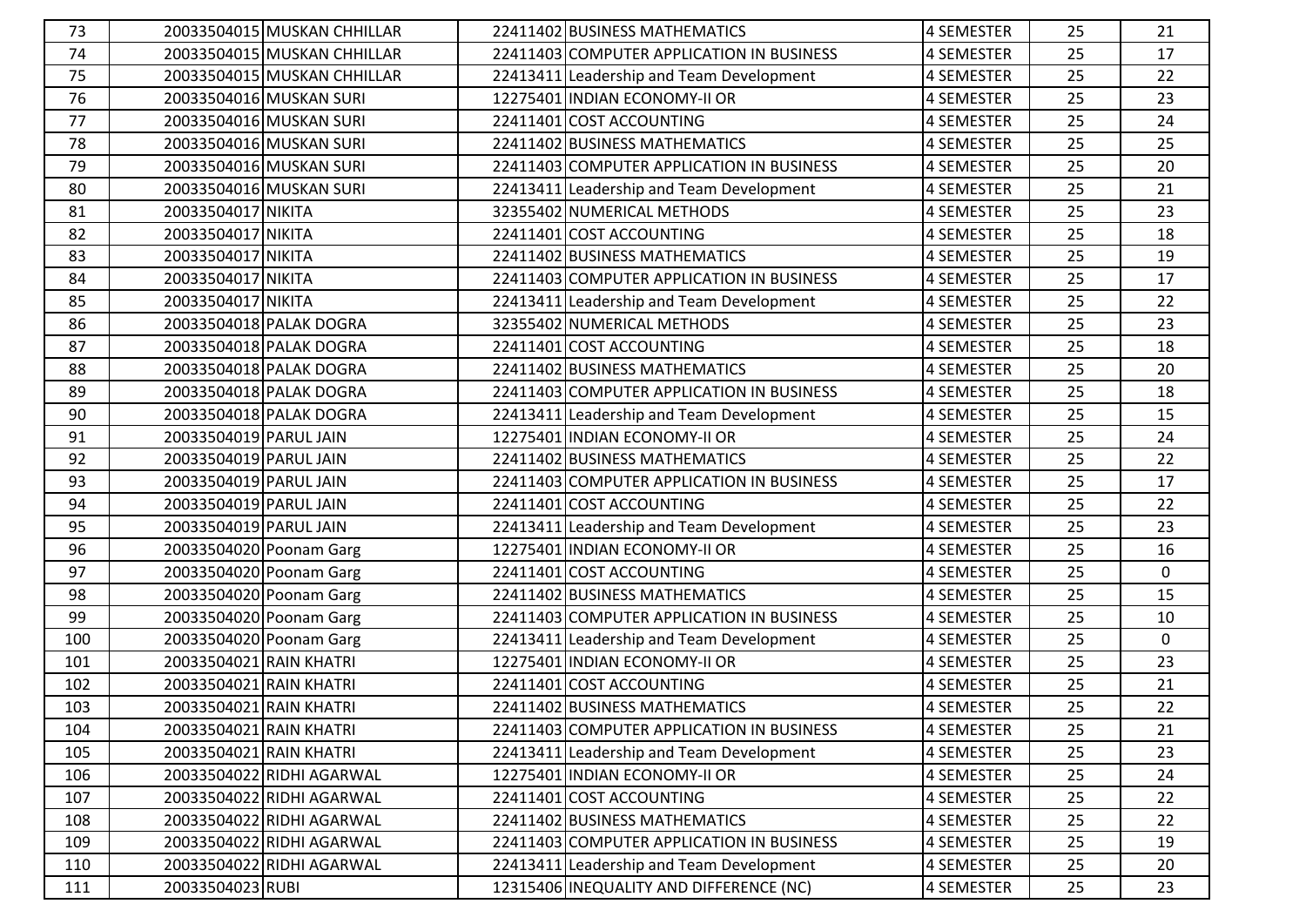| 73 | 20033504015 | MUSKAN CHHILLAR | 22411402 | BUSINESS MATHEMATICS | 4 SEMESTER | 25 | 21 |
|---|---|---|---|---|---|---|---|
| 74 | 20033504015 | MUSKAN CHHILLAR | 22411403 | COMPUTER APPLICATION IN BUSINESS | 4 SEMESTER | 25 | 17 |
| 75 | 20033504015 | MUSKAN CHHILLAR | 22413411 | Leadership and Team Development | 4 SEMESTER | 25 | 22 |
| 76 | 20033504016 | MUSKAN SURI | 12275401 | INDIAN ECONOMY-II OR | 4 SEMESTER | 25 | 23 |
| 77 | 20033504016 | MUSKAN SURI | 22411401 | COST ACCOUNTING | 4 SEMESTER | 25 | 24 |
| 78 | 20033504016 | MUSKAN SURI | 22411402 | BUSINESS MATHEMATICS | 4 SEMESTER | 25 | 25 |
| 79 | 20033504016 | MUSKAN SURI | 22411403 | COMPUTER APPLICATION IN BUSINESS | 4 SEMESTER | 25 | 20 |
| 80 | 20033504016 | MUSKAN SURI | 22413411 | Leadership and Team Development | 4 SEMESTER | 25 | 21 |
| 81 | 20033504017 | NIKITA | 32355402 | NUMERICAL METHODS | 4 SEMESTER | 25 | 23 |
| 82 | 20033504017 | NIKITA | 22411401 | COST ACCOUNTING | 4 SEMESTER | 25 | 18 |
| 83 | 20033504017 | NIKITA | 22411402 | BUSINESS MATHEMATICS | 4 SEMESTER | 25 | 19 |
| 84 | 20033504017 | NIKITA | 22411403 | COMPUTER APPLICATION IN BUSINESS | 4 SEMESTER | 25 | 17 |
| 85 | 20033504017 | NIKITA | 22413411 | Leadership and Team Development | 4 SEMESTER | 25 | 22 |
| 86 | 20033504018 | PALAK DOGRA | 32355402 | NUMERICAL METHODS | 4 SEMESTER | 25 | 23 |
| 87 | 20033504018 | PALAK DOGRA | 22411401 | COST ACCOUNTING | 4 SEMESTER | 25 | 18 |
| 88 | 20033504018 | PALAK DOGRA | 22411402 | BUSINESS MATHEMATICS | 4 SEMESTER | 25 | 20 |
| 89 | 20033504018 | PALAK DOGRA | 22411403 | COMPUTER APPLICATION IN BUSINESS | 4 SEMESTER | 25 | 18 |
| 90 | 20033504018 | PALAK DOGRA | 22413411 | Leadership and Team Development | 4 SEMESTER | 25 | 15 |
| 91 | 20033504019 | PARUL JAIN | 12275401 | INDIAN ECONOMY-II OR | 4 SEMESTER | 25 | 24 |
| 92 | 20033504019 | PARUL JAIN | 22411402 | BUSINESS MATHEMATICS | 4 SEMESTER | 25 | 22 |
| 93 | 20033504019 | PARUL JAIN | 22411403 | COMPUTER APPLICATION IN BUSINESS | 4 SEMESTER | 25 | 17 |
| 94 | 20033504019 | PARUL JAIN | 22411401 | COST ACCOUNTING | 4 SEMESTER | 25 | 22 |
| 95 | 20033504019 | PARUL JAIN | 22413411 | Leadership and Team Development | 4 SEMESTER | 25 | 23 |
| 96 | 20033504020 | Poonam Garg | 12275401 | INDIAN ECONOMY-II OR | 4 SEMESTER | 25 | 16 |
| 97 | 20033504020 | Poonam Garg | 22411401 | COST ACCOUNTING | 4 SEMESTER | 25 | 0 |
| 98 | 20033504020 | Poonam Garg | 22411402 | BUSINESS MATHEMATICS | 4 SEMESTER | 25 | 15 |
| 99 | 20033504020 | Poonam Garg | 22411403 | COMPUTER APPLICATION IN BUSINESS | 4 SEMESTER | 25 | 10 |
| 100 | 20033504020 | Poonam Garg | 22413411 | Leadership and Team Development | 4 SEMESTER | 25 | 0 |
| 101 | 20033504021 | RAIN KHATRI | 12275401 | INDIAN ECONOMY-II OR | 4 SEMESTER | 25 | 23 |
| 102 | 20033504021 | RAIN KHATRI | 22411401 | COST ACCOUNTING | 4 SEMESTER | 25 | 21 |
| 103 | 20033504021 | RAIN KHATRI | 22411402 | BUSINESS MATHEMATICS | 4 SEMESTER | 25 | 22 |
| 104 | 20033504021 | RAIN KHATRI | 22411403 | COMPUTER APPLICATION IN BUSINESS | 4 SEMESTER | 25 | 21 |
| 105 | 20033504021 | RAIN KHATRI | 22413411 | Leadership and Team Development | 4 SEMESTER | 25 | 23 |
| 106 | 20033504022 | RIDHI AGARWAL | 12275401 | INDIAN ECONOMY-II OR | 4 SEMESTER | 25 | 24 |
| 107 | 20033504022 | RIDHI AGARWAL | 22411401 | COST ACCOUNTING | 4 SEMESTER | 25 | 22 |
| 108 | 20033504022 | RIDHI AGARWAL | 22411402 | BUSINESS MATHEMATICS | 4 SEMESTER | 25 | 22 |
| 109 | 20033504022 | RIDHI AGARWAL | 22411403 | COMPUTER APPLICATION IN BUSINESS | 4 SEMESTER | 25 | 19 |
| 110 | 20033504022 | RIDHI AGARWAL | 22413411 | Leadership and Team Development | 4 SEMESTER | 25 | 20 |
| 111 | 20033504023 | RUBI | 12315406 | INEQUALITY AND DIFFERENCE (NC) | 4 SEMESTER | 25 | 23 |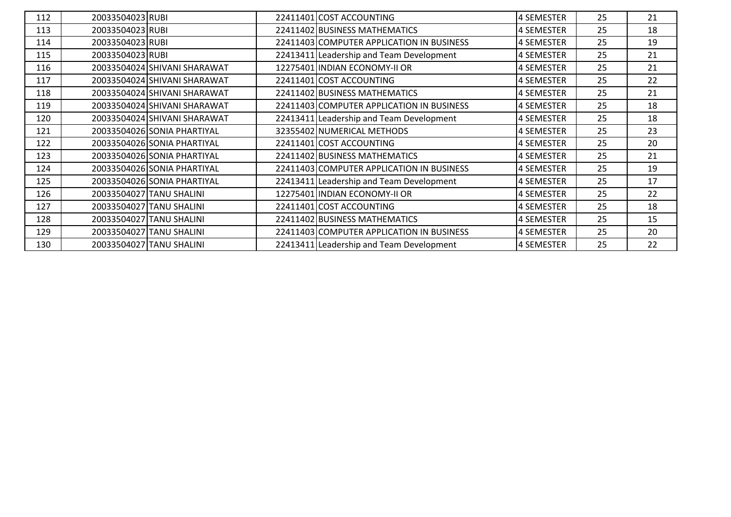| | | | | | | | |
|---|---|---|---|---|---|---|---|
| 112 | 20033504023 | RUBI | 22411401 | COST ACCOUNTING | 4 SEMESTER | 25 | 21 |
| 113 | 20033504023 | RUBI | 22411402 | BUSINESS MATHEMATICS | 4 SEMESTER | 25 | 18 |
| 114 | 20033504023 | RUBI | 22411403 | COMPUTER APPLICATION IN BUSINESS | 4 SEMESTER | 25 | 19 |
| 115 | 20033504023 | RUBI | 22413411 | Leadership and Team Development | 4 SEMESTER | 25 | 21 |
| 116 | 20033504024 | SHIVANI SHARAWAT | 12275401 | INDIAN ECONOMY-II OR | 4 SEMESTER | 25 | 21 |
| 117 | 20033504024 | SHIVANI SHARAWAT | 22411401 | COST ACCOUNTING | 4 SEMESTER | 25 | 22 |
| 118 | 20033504024 | SHIVANI SHARAWAT | 22411402 | BUSINESS MATHEMATICS | 4 SEMESTER | 25 | 21 |
| 119 | 20033504024 | SHIVANI SHARAWAT | 22411403 | COMPUTER APPLICATION IN BUSINESS | 4 SEMESTER | 25 | 18 |
| 120 | 20033504024 | SHIVANI SHARAWAT | 22413411 | Leadership and Team Development | 4 SEMESTER | 25 | 18 |
| 121 | 20033504026 | SONIA PHARTIYAL | 32355402 | NUMERICAL METHODS | 4 SEMESTER | 25 | 23 |
| 122 | 20033504026 | SONIA PHARTIYAL | 22411401 | COST ACCOUNTING | 4 SEMESTER | 25 | 20 |
| 123 | 20033504026 | SONIA PHARTIYAL | 22411402 | BUSINESS MATHEMATICS | 4 SEMESTER | 25 | 21 |
| 124 | 20033504026 | SONIA PHARTIYAL | 22411403 | COMPUTER APPLICATION IN BUSINESS | 4 SEMESTER | 25 | 19 |
| 125 | 20033504026 | SONIA PHARTIYAL | 22413411 | Leadership and Team Development | 4 SEMESTER | 25 | 17 |
| 126 | 20033504027 | TANU SHALINI | 12275401 | INDIAN ECONOMY-II OR | 4 SEMESTER | 25 | 22 |
| 127 | 20033504027 | TANU SHALINI | 22411401 | COST ACCOUNTING | 4 SEMESTER | 25 | 18 |
| 128 | 20033504027 | TANU SHALINI | 22411402 | BUSINESS MATHEMATICS | 4 SEMESTER | 25 | 15 |
| 129 | 20033504027 | TANU SHALINI | 22411403 | COMPUTER APPLICATION IN BUSINESS | 4 SEMESTER | 25 | 20 |
| 130 | 20033504027 | TANU SHALINI | 22413411 | Leadership and Team Development | 4 SEMESTER | 25 | 22 |